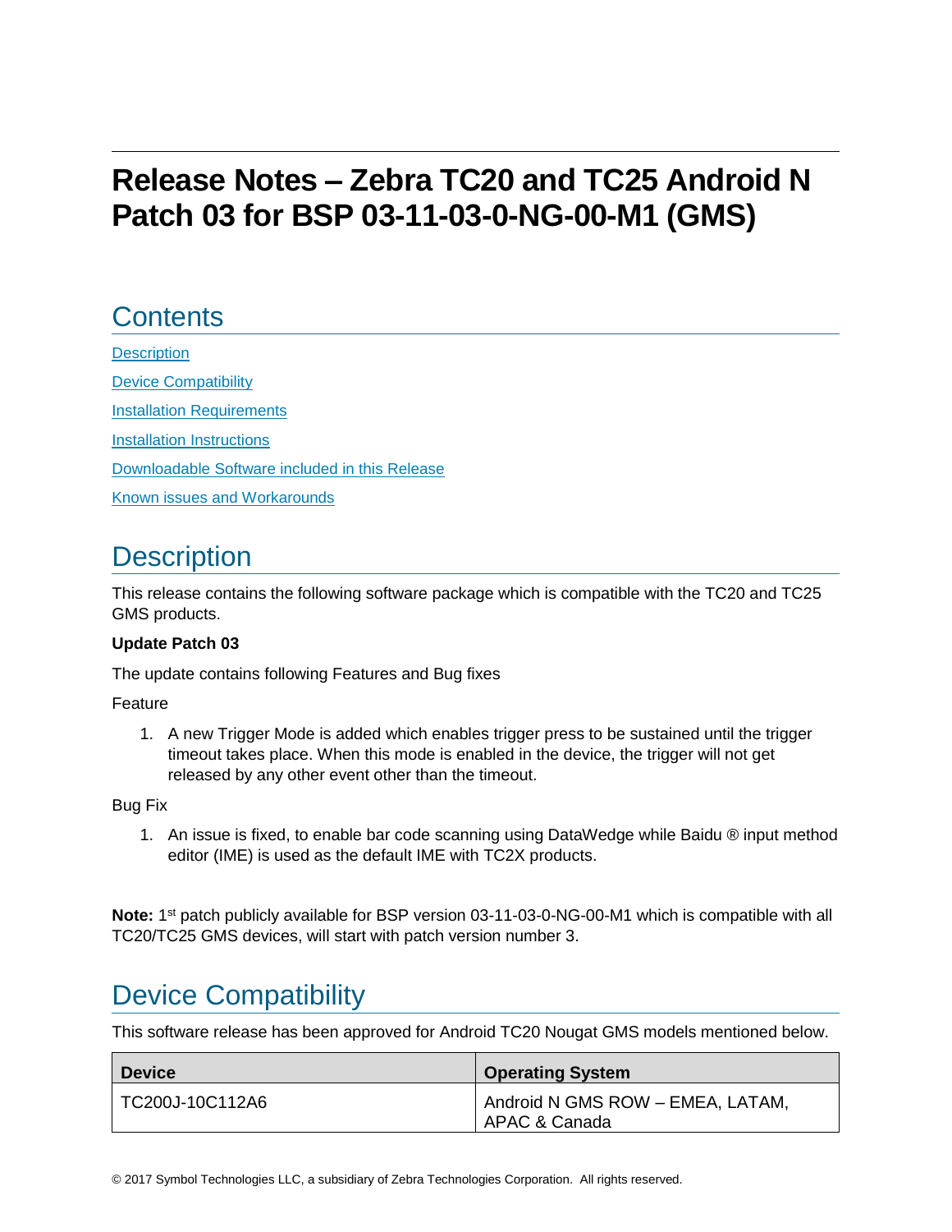# Release Notes – Zebra TC20 and TC25 Android N Patch 03 for BSP 03-11-03-0-NG-00-M1 (GMS)

## Contents

Description

Device Compatibility

Installation Requirements

Installation Instructions

Downloadable Software included in this Release

Known issues and Workarounds

## Description

This release contains the following software package which is compatible with the TC20 and TC25 GMS products.

**Update Patch 03**

The update contains following Features and Bug fixes

Feature

1. A new Trigger Mode is added which enables trigger press to be sustained until the trigger timeout takes place. When this mode is enabled in the device, the trigger will not get released by any other event other than the timeout.

Bug Fix

1. An issue is fixed, to enable bar code scanning using DataWedge while Baidu ® input method editor (IME) is used as the default IME with TC2X products.

**Note:** 1st patch publicly available for BSP version 03-11-03-0-NG-00-M1 which is compatible with all TC20/TC25 GMS devices, will start with patch version number 3.

## Device Compatibility

This software release has been approved for Android TC20 Nougat GMS models mentioned below.

| Device | Operating System |
| --- | --- |
| TC200J-10C112A6 | Android N GMS ROW – EMEA, LATAM, APAC & Canada |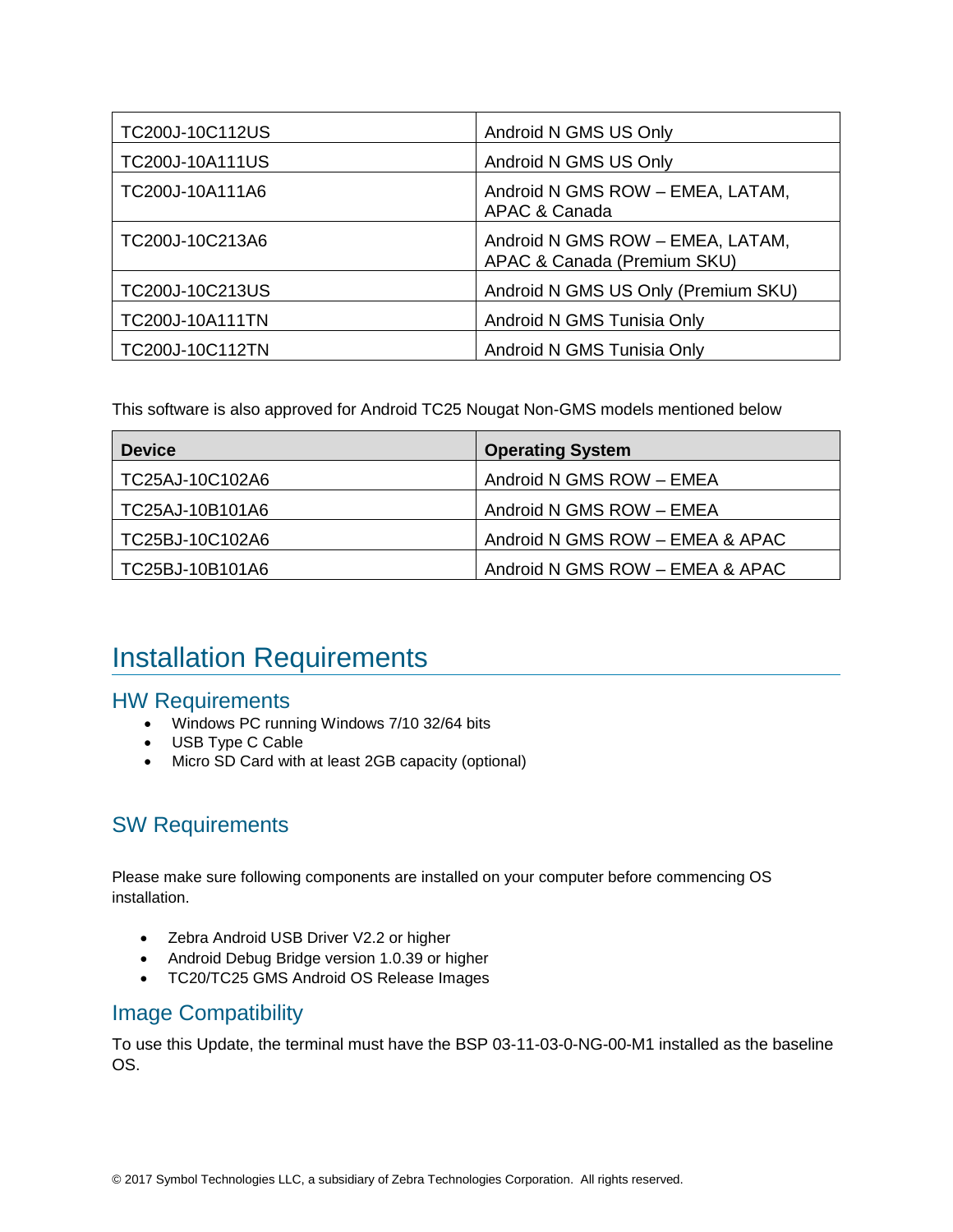| | |
|---|---|
| TC200J-10C112US | Android N GMS US Only |
| TC200J-10A111US | Android N GMS US Only |
| TC200J-10A111A6 | Android N GMS ROW – EMEA, LATAM, APAC & Canada |
| TC200J-10C213A6 | Android N GMS ROW – EMEA, LATAM, APAC & Canada (Premium SKU) |
| TC200J-10C213US | Android N GMS US Only (Premium SKU) |
| TC200J-10A111TN | Android N GMS Tunisia Only |
| TC200J-10C112TN | Android N GMS Tunisia Only |

This software is also approved for Android TC25 Nougat Non-GMS models mentioned below

| **Device** | **Operating System** |
|---|---|
| TC25AJ-10C102A6 | Android N GMS ROW – EMEA |
| TC25AJ-10B101A6 | Android N GMS ROW – EMEA |
| TC25BJ-10C102A6 | Android N GMS ROW – EMEA & APAC |
| TC25BJ-10B101A6 | Android N GMS ROW – EMEA & APAC |

# Installation Requirements

## HW Requirements

- Windows PC running Windows 7/10 32/64 bits
- USB Type C Cable
- Micro SD Card with at least 2GB capacity (optional)

## SW Requirements

Please make sure following components are installed on your computer before commencing OS installation.

- Zebra Android USB Driver V2.2 or higher
- Android Debug Bridge version 1.0.39 or higher
- TC20/TC25 GMS Android OS Release Images

## Image Compatibility

To use this Update, the terminal must have the BSP 03-11-03-0-NG-00-M1 installed as the baseline OS.

© 2017 Symbol Technologies LLC, a subsidiary of Zebra Technologies Corporation. All rights reserved.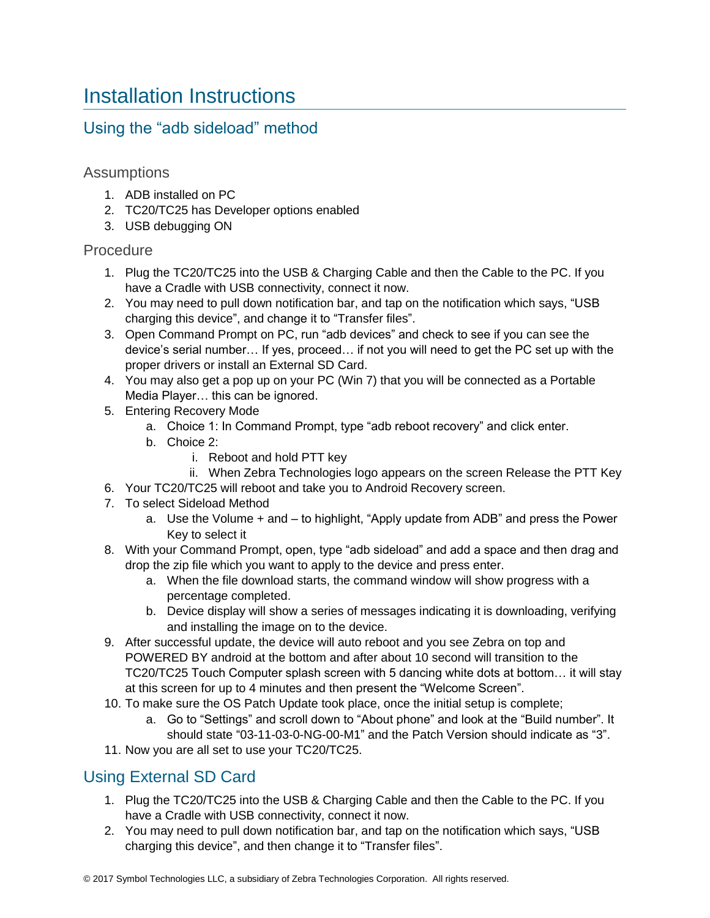# Installation Instructions

## Using the “adb sideload” method

### Assumptions

1. ADB installed on PC
2. TC20/TC25 has Developer options enabled
3. USB debugging ON

### Procedure

1. Plug the TC20/TC25 into the USB & Charging Cable and then the Cable to the PC. If you have a Cradle with USB connectivity, connect it now.
2. You may need to pull down notification bar, and tap on the notification which says, “USB charging this device”, and change it to “Transfer files”.
3. Open Command Prompt on PC, run “adb devices” and check to see if you can see the device’s serial number… If yes, proceed… if not you will need to get the PC set up with the proper drivers or install an External SD Card.
4. You may also get a pop up on your PC (Win 7) that you will be connected as a Portable Media Player… this can be ignored.
5. Entering Recovery Mode
   a. Choice 1: In Command Prompt, type “adb reboot recovery” and click enter.
   b. Choice 2:
      i. Reboot and hold PTT key
      ii. When Zebra Technologies logo appears on the screen Release the PTT Key
6. Your TC20/TC25 will reboot and take you to Android Recovery screen.
7. To select Sideload Method
   a. Use the Volume + and – to highlight, “Apply update from ADB” and press the Power Key to select it
8. With your Command Prompt, open, type “adb sideload” and add a space and then drag and drop the zip file which you want to apply to the device and press enter.
   a. When the file download starts, the command window will show progress with a percentage completed.
   b. Device display will show a series of messages indicating it is downloading, verifying and installing the image on to the device.
9. After successful update, the device will auto reboot and you see Zebra on top and POWERED BY android at the bottom and after about 10 second will transition to the TC20/TC25 Touch Computer splash screen with 5 dancing white dots at bottom… it will stay at this screen for up to 4 minutes and then present the “Welcome Screen”.
10. To make sure the OS Patch Update took place, once the initial setup is complete;
    a. Go to “Settings” and scroll down to “About phone” and look at the “Build number”. It should state “03-11-03-0-NG-00-M1” and the Patch Version should indicate as “3”.
11. Now you are all set to use your TC20/TC25.

## Using External SD Card

1. Plug the TC20/TC25 into the USB & Charging Cable and then the Cable to the PC. If you have a Cradle with USB connectivity, connect it now.
2. You may need to pull down notification bar, and tap on the notification which says, “USB charging this device”, and then change it to “Transfer files”.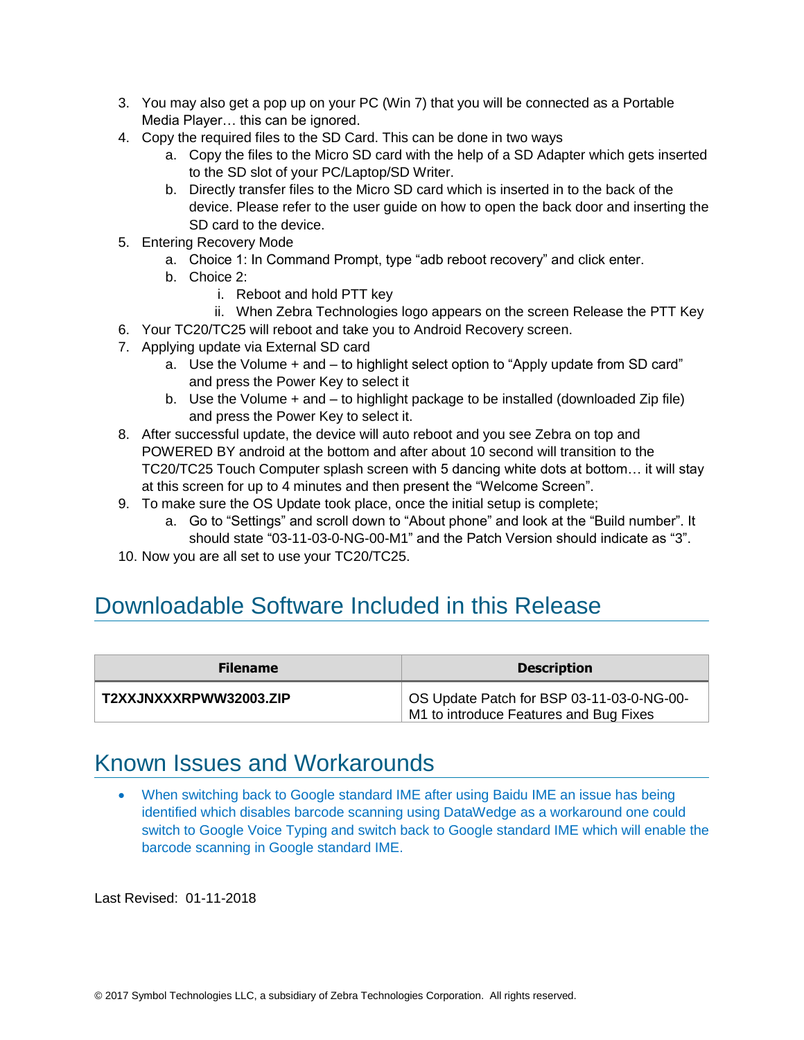3. You may also get a pop up on your PC (Win 7) that you will be connected as a Portable Media Player… this can be ignored.
4. Copy the required files to the SD Card. This can be done in two ways
   a. Copy the files to the Micro SD card with the help of a SD Adapter which gets inserted to the SD slot of your PC/Laptop/SD Writer.
   b. Directly transfer files to the Micro SD card which is inserted in to the back of the device. Please refer to the user guide on how to open the back door and inserting the SD card to the device.
5. Entering Recovery Mode
   a. Choice 1: In Command Prompt, type "adb reboot recovery" and click enter.
   b. Choice 2:
      i. Reboot and hold PTT key
      ii. When Zebra Technologies logo appears on the screen Release the PTT Key
6. Your TC20/TC25 will reboot and take you to Android Recovery screen.
7. Applying update via External SD card
   a. Use the Volume + and – to highlight select option to "Apply update from SD card" and press the Power Key to select it
   b. Use the Volume + and – to highlight package to be installed (downloaded Zip file) and press the Power Key to select it.
8. After successful update, the device will auto reboot and you see Zebra on top and POWERED BY android at the bottom and after about 10 second will transition to the TC20/TC25 Touch Computer splash screen with 5 dancing white dots at bottom… it will stay at this screen for up to 4 minutes and then present the "Welcome Screen".
9. To make sure the OS Update took place, once the initial setup is complete;
   a. Go to "Settings" and scroll down to "About phone" and look at the "Build number". It should state "03-11-03-0-NG-00-M1" and the Patch Version should indicate as "3".
10. Now you are all set to use your TC20/TC25.

## Downloadable Software Included in this Release

| Filename | Description |
|---|---|
| **T2XXJNXXXRPWW32003.ZIP** | OS Update Patch for BSP 03-11-03-0-NG-00-M1 to introduce Features and Bug Fixes |

## Known Issues and Workarounds

- When switching back to Google standard IME after using Baidu IME an issue has being identified which disables barcode scanning using DataWedge as a workaround one could switch to Google Voice Typing and switch back to Google standard IME which will enable the barcode scanning in Google standard IME.

Last Revised: 01-11-2018

© 2017 Symbol Technologies LLC, a subsidiary of Zebra Technologies Corporation. All rights reserved.